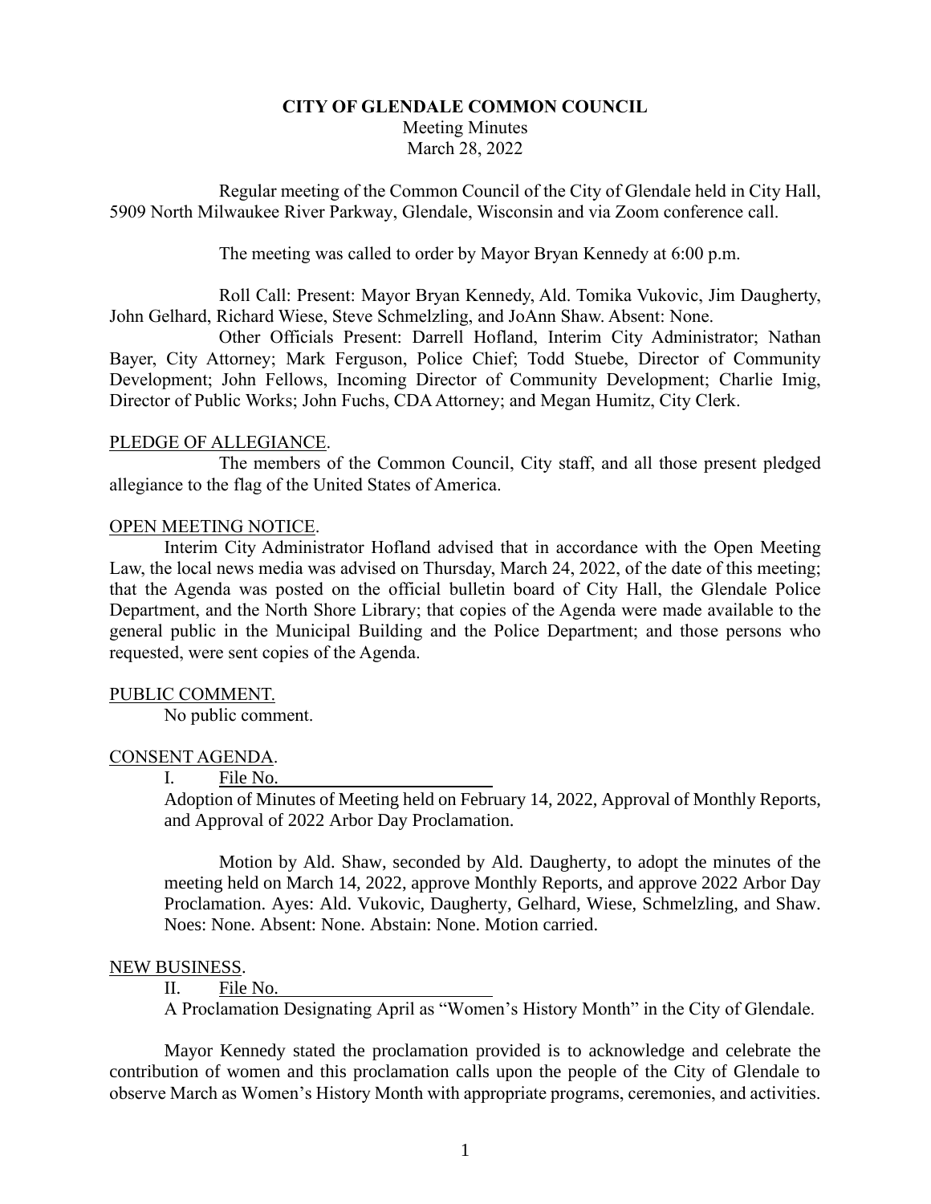**CITY OF GLENDALE COMMON COUNCIL**

Meeting Minutes

March 28, 2022

Regular meeting of the Common Council of the City of Glendale held in City Hall, 5909 North Milwaukee River Parkway, Glendale, Wisconsin and via Zoom conference call.

The meeting was called to order by Mayor Bryan Kennedy at 6:00 p.m.

Roll Call: Present: Mayor Bryan Kennedy, Ald. Tomika Vukovic, Jim Daugherty, John Gelhard, Richard Wiese, Steve Schmelzling, and JoAnn Shaw. Absent: None.

Other Officials Present: Darrell Hofland, Interim City Administrator; Nathan Bayer, City Attorney; Mark Ferguson, Police Chief; Todd Stuebe, Director of Community Development; John Fellows, Incoming Director of Community Development; Charlie Imig, Director of Public Works; John Fuchs, CDA Attorney; and Megan Humitz, City Clerk.

PLEDGE OF ALLEGIANCE.

The members of the Common Council, City staff, and all those present pledged allegiance to the flag of the United States of America.

OPEN MEETING NOTICE.

Interim City Administrator Hofland advised that in accordance with the Open Meeting Law, the local news media was advised on Thursday, March 24, 2022, of the date of this meeting; that the Agenda was posted on the official bulletin board of City Hall, the Glendale Police Department, and the North Shore Library; that copies of the Agenda were made available to the general public in the Municipal Building and the Police Department; and those persons who requested, were sent copies of the Agenda.

PUBLIC COMMENT.

No public comment.

CONSENT AGENDA.

I. File No. \_\_\_\_\_\_\_\_\_\_\_\_\_\_\_\_\_\_\_\_

Adoption of Minutes of Meeting held on February 14, 2022, Approval of Monthly Reports, and Approval of 2022 Arbor Day Proclamation.

Motion by Ald. Shaw, seconded by Ald. Daugherty, to adopt the minutes of the meeting held on March 14, 2022, approve Monthly Reports, and approve 2022 Arbor Day Proclamation. Ayes: Ald. Vukovic, Daugherty, Gelhard, Wiese, Schmelzling, and Shaw. Noes: None. Absent: None. Abstain: None. Motion carried.

NEW BUSINESS.

II. File No. \_\_\_\_\_\_\_\_\_\_\_\_\_\_\_\_\_\_\_\_

A Proclamation Designating April as "Women's History Month" in the City of Glendale.

Mayor Kennedy stated the proclamation provided is to acknowledge and celebrate the contribution of women and this proclamation calls upon the people of the City of Glendale to observe March as Women's History Month with appropriate programs, ceremonies, and activities.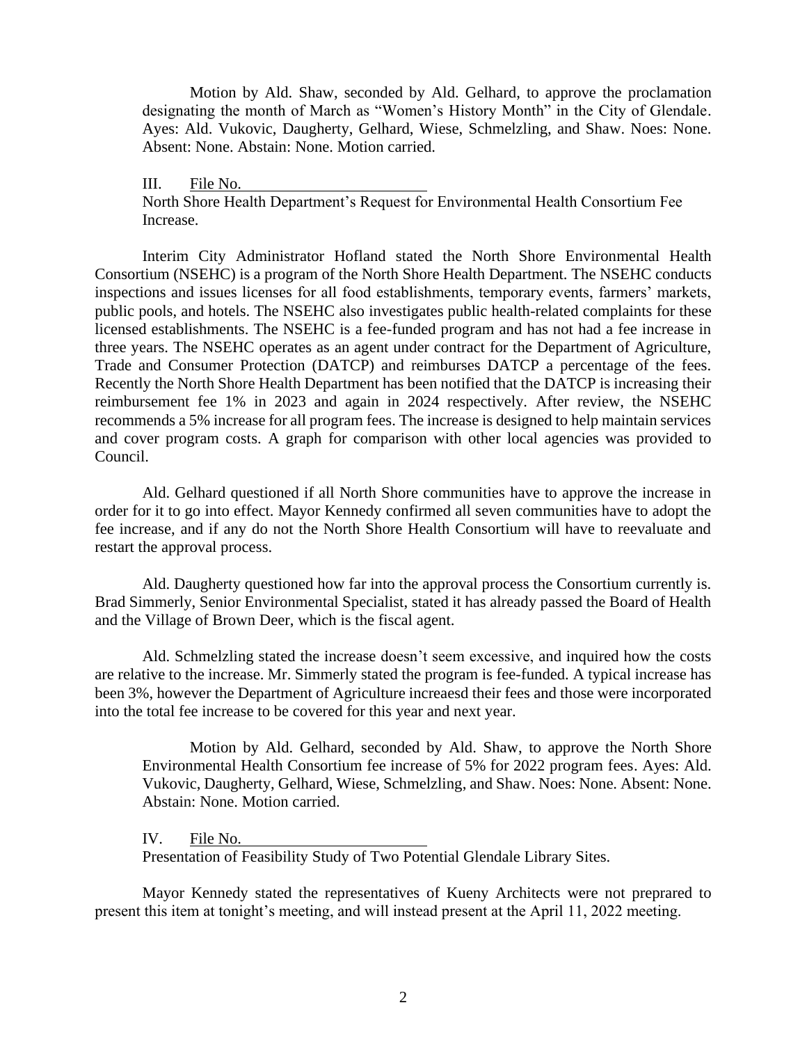Motion by Ald. Shaw, seconded by Ald. Gelhard, to approve the proclamation designating the month of March as "Women's History Month" in the City of Glendale. Ayes: Ald. Vukovic, Daugherty, Gelhard, Wiese, Schmelzling, and Shaw. Noes: None. Absent: None. Abstain: None. Motion carried.

III. File No. ______________________

North Shore Health Department's Request for Environmental Health Consortium Fee Increase.

Interim City Administrator Hofland stated the North Shore Environmental Health Consortium (NSEHC) is a program of the North Shore Health Department. The NSEHC conducts inspections and issues licenses for all food establishments, temporary events, farmers' markets, public pools, and hotels. The NSEHC also investigates public health-related complaints for these licensed establishments. The NSEHC is a fee-funded program and has not had a fee increase in three years. The NSEHC operates as an agent under contract for the Department of Agriculture, Trade and Consumer Protection (DATCP) and reimburses DATCP a percentage of the fees. Recently the North Shore Health Department has been notified that the DATCP is increasing their reimbursement fee 1% in 2023 and again in 2024 respectively. After review, the NSEHC recommends a 5% increase for all program fees. The increase is designed to help maintain services and cover program costs. A graph for comparison with other local agencies was provided to Council.

Ald. Gelhard questioned if all North Shore communities have to approve the increase in order for it to go into effect. Mayor Kennedy confirmed all seven communities have to adopt the fee increase, and if any do not the North Shore Health Consortium will have to reevaluate and restart the approval process.

Ald. Daugherty questioned how far into the approval process the Consortium currently is. Brad Simmerly, Senior Environmental Specialist, stated it has already passed the Board of Health and the Village of Brown Deer, which is the fiscal agent.

Ald. Schmelzling stated the increase doesn't seem excessive, and inquired how the costs are relative to the increase. Mr. Simmerly stated the program is fee-funded. A typical increase has been 3%, however the Department of Agriculture increaesd their fees and those were incorporated into the total fee increase to be covered for this year and next year.

Motion by Ald. Gelhard, seconded by Ald. Shaw, to approve the North Shore Environmental Health Consortium fee increase of 5% for 2022 program fees. Ayes: Ald. Vukovic, Daugherty, Gelhard, Wiese, Schmelzling, and Shaw. Noes: None. Absent: None. Abstain: None. Motion carried.

IV. File No. ______________________

Presentation of Feasibility Study of Two Potential Glendale Library Sites.

Mayor Kennedy stated the representatives of Kueny Architects were not preprared to present this item at tonight's meeting, and will instead present at the April 11, 2022 meeting.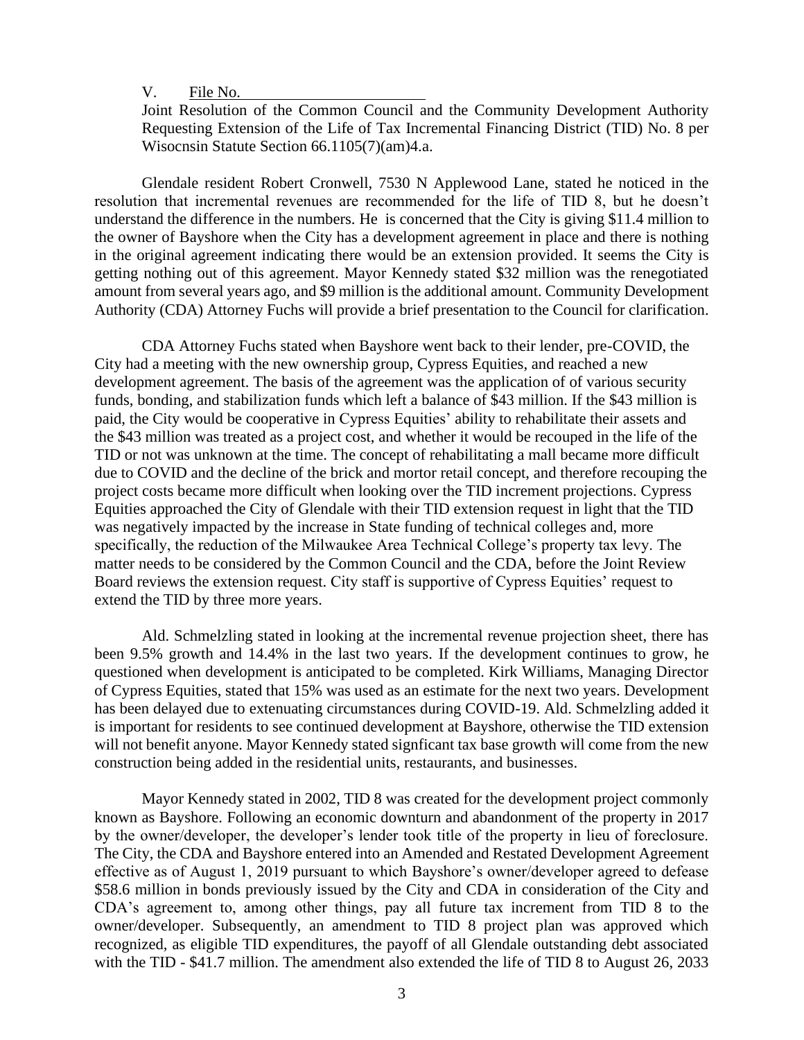V. File No. ______________________

Joint Resolution of the Common Council and the Community Development Authority Requesting Extension of the Life of Tax Incremental Financing District (TID) No. 8 per Wisocnsin Statute Section 66.1105(7)(am)4.a.

Glendale resident Robert Cronwell, 7530 N Applewood Lane, stated he noticed in the resolution that incremental revenues are recommended for the life of TID 8, but he doesn't understand the difference in the numbers. He is concerned that the City is giving $11.4 million to the owner of Bayshore when the City has a development agreement in place and there is nothing in the original agreement indicating there would be an extension provided. It seems the City is getting nothing out of this agreement. Mayor Kennedy stated $32 million was the renegotiated amount from several years ago, and $9 million is the additional amount. Community Development Authority (CDA) Attorney Fuchs will provide a brief presentation to the Council for clarification.

CDA Attorney Fuchs stated when Bayshore went back to their lender, pre-COVID, the City had a meeting with the new ownership group, Cypress Equities, and reached a new development agreement. The basis of the agreement was the application of of various security funds, bonding, and stabilization funds which left a balance of $43 million. If the $43 million is paid, the City would be cooperative in Cypress Equities' ability to rehabilitate their assets and the $43 million was treated as a project cost, and whether it would be recouped in the life of the TID or not was unknown at the time. The concept of rehabilitating a mall became more difficult due to COVID and the decline of the brick and mortor retail concept, and therefore recouping the project costs became more difficult when looking over the TID increment projections. Cypress Equities approached the City of Glendale with their TID extension request in light that the TID was negatively impacted by the increase in State funding of technical colleges and, more specifically, the reduction of the Milwaukee Area Technical College's property tax levy. The matter needs to be considered by the Common Council and the CDA, before the Joint Review Board reviews the extension request. City staff is supportive of Cypress Equities' request to extend the TID by three more years.

Ald. Schmelzling stated in looking at the incremental revenue projection sheet, there has been 9.5% growth and 14.4% in the last two years. If the development continues to grow, he questioned when development is anticipated to be completed. Kirk Williams, Managing Director of Cypress Equities, stated that 15% was used as an estimate for the next two years. Development has been delayed due to extenuating circumstances during COVID-19. Ald. Schmelzling added it is important for residents to see continued development at Bayshore, otherwise the TID extension will not benefit anyone. Mayor Kennedy stated signficant tax base growth will come from the new construction being added in the residential units, restaurants, and businesses.

Mayor Kennedy stated in 2002, TID 8 was created for the development project commonly known as Bayshore. Following an economic downturn and abandonment of the property in 2017 by the owner/developer, the developer's lender took title of the property in lieu of foreclosure. The City, the CDA and Bayshore entered into an Amended and Restated Development Agreement effective as of August 1, 2019 pursuant to which Bayshore's owner/developer agreed to defease $58.6 million in bonds previously issued by the City and CDA in consideration of the City and CDA's agreement to, among other things, pay all future tax increment from TID 8 to the owner/developer. Subsequently, an amendment to TID 8 project plan was approved which recognized, as eligible TID expenditures, the payoff of all Glendale outstanding debt associated with the TID - $41.7 million. The amendment also extended the life of TID 8 to August 26, 2033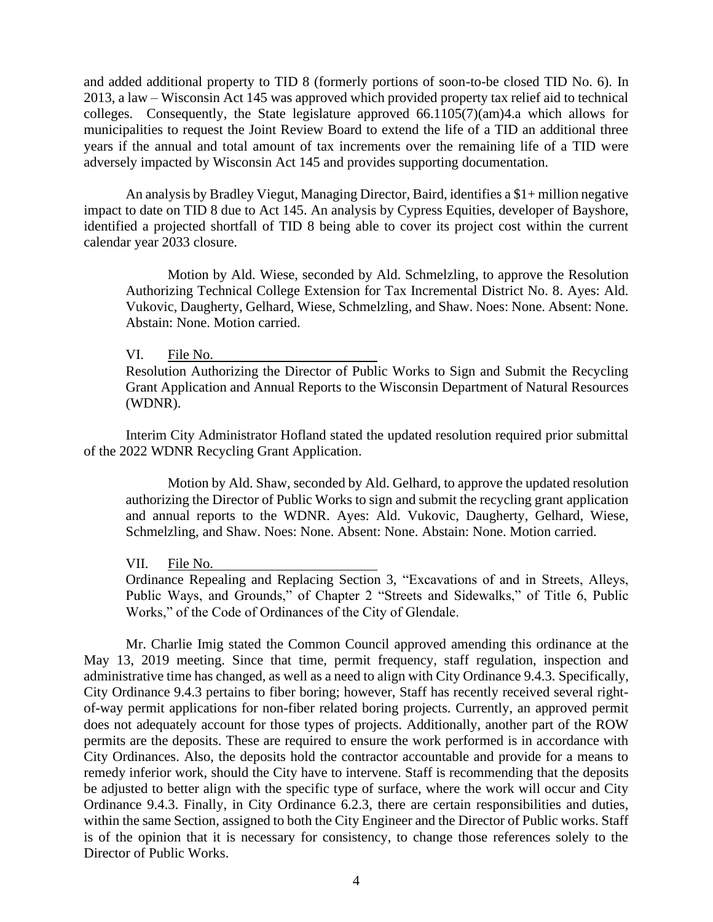and added additional property to TID 8 (formerly portions of soon-to-be closed TID No. 6). In 2013, a law – Wisconsin Act 145 was approved which provided property tax relief aid to technical colleges. Consequently, the State legislature approved 66.1105(7)(am)4.a which allows for municipalities to request the Joint Review Board to extend the life of a TID an additional three years if the annual and total amount of tax increments over the remaining life of a TID were adversely impacted by Wisconsin Act 145 and provides supporting documentation.

An analysis by Bradley Viegut, Managing Director, Baird, identifies a $1+ million negative impact to date on TID 8 due to Act 145. An analysis by Cypress Equities, developer of Bayshore, identified a projected shortfall of TID 8 being able to cover its project cost within the current calendar year 2033 closure.

> Motion by Ald. Wiese, seconded by Ald. Schmelzling, to approve the Resolution Authorizing Technical College Extension for Tax Incremental District No. 8. Ayes: Ald. Vukovic, Daugherty, Gelhard, Wiese, Schmelzling, and Shaw. Noes: None. Absent: None. Abstain: None. Motion carried.

VI. File No. \_\_\_\_\_\_\_\_\_\_\_\_\_\_\_\_\_\_\_\_\_\_

Resolution Authorizing the Director of Public Works to Sign and Submit the Recycling Grant Application and Annual Reports to the Wisconsin Department of Natural Resources (WDNR).

Interim City Administrator Hofland stated the updated resolution required prior submittal of the 2022 WDNR Recycling Grant Application.

> Motion by Ald. Shaw, seconded by Ald. Gelhard, to approve the updated resolution authorizing the Director of Public Works to sign and submit the recycling grant application and annual reports to the WDNR. Ayes: Ald. Vukovic, Daugherty, Gelhard, Wiese, Schmelzling, and Shaw. Noes: None. Absent: None. Abstain: None. Motion carried.

VII. File No. \_\_\_\_\_\_\_\_\_\_\_\_\_\_\_\_\_\_\_\_\_\_

Ordinance Repealing and Replacing Section 3, "Excavations of and in Streets, Alleys, Public Ways, and Grounds," of Chapter 2 "Streets and Sidewalks," of Title 6, Public Works," of the Code of Ordinances of the City of Glendale.

Mr. Charlie Imig stated the Common Council approved amending this ordinance at the May 13, 2019 meeting. Since that time, permit frequency, staff regulation, inspection and administrative time has changed, as well as a need to align with City Ordinance 9.4.3. Specifically, City Ordinance 9.4.3 pertains to fiber boring; however, Staff has recently received several right-of-way permit applications for non-fiber related boring projects. Currently, an approved permit does not adequately account for those types of projects. Additionally, another part of the ROW permits are the deposits. These are required to ensure the work performed is in accordance with City Ordinances. Also, the deposits hold the contractor accountable and provide for a means to remedy inferior work, should the City have to intervene. Staff is recommending that the deposits be adjusted to better align with the specific type of surface, where the work will occur and City Ordinance 9.4.3. Finally, in City Ordinance 6.2.3, there are certain responsibilities and duties, within the same Section, assigned to both the City Engineer and the Director of Public works. Staff is of the opinion that it is necessary for consistency, to change those references solely to the Director of Public Works.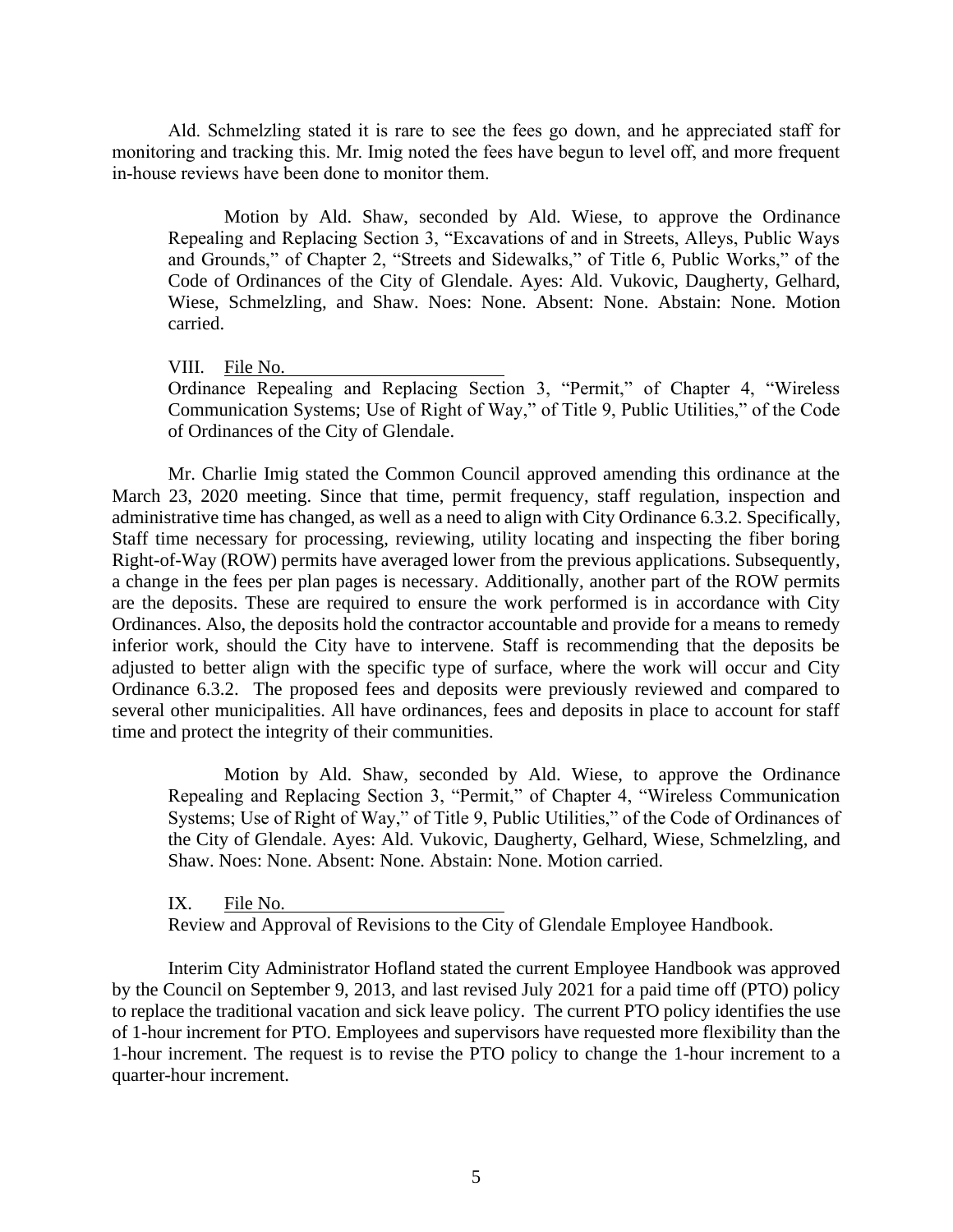Ald. Schmelzling stated it is rare to see the fees go down, and he appreciated staff for monitoring and tracking this. Mr. Imig noted the fees have begun to level off, and more frequent in-house reviews have been done to monitor them.

> Motion by Ald. Shaw, seconded by Ald. Wiese, to approve the Ordinance Repealing and Replacing Section 3, "Excavations of and in Streets, Alleys, Public Ways and Grounds," of Chapter 2, "Streets and Sidewalks," of Title 6, Public Works," of the Code of Ordinances of the City of Glendale. Ayes: Ald. Vukovic, Daugherty, Gelhard, Wiese, Schmelzling, and Shaw. Noes: None. Absent: None. Abstain: None. Motion carried.

VIII. File No.

Ordinance Repealing and Replacing Section 3, "Permit," of Chapter 4, "Wireless Communication Systems; Use of Right of Way," of Title 9, Public Utilities," of the Code of Ordinances of the City of Glendale.

Mr. Charlie Imig stated the Common Council approved amending this ordinance at the March 23, 2020 meeting. Since that time, permit frequency, staff regulation, inspection and administrative time has changed, as well as a need to align with City Ordinance 6.3.2. Specifically, Staff time necessary for processing, reviewing, utility locating and inspecting the fiber boring Right-of-Way (ROW) permits have averaged lower from the previous applications. Subsequently, a change in the fees per plan pages is necessary. Additionally, another part of the ROW permits are the deposits. These are required to ensure the work performed is in accordance with City Ordinances. Also, the deposits hold the contractor accountable and provide for a means to remedy inferior work, should the City have to intervene. Staff is recommending that the deposits be adjusted to better align with the specific type of surface, where the work will occur and City Ordinance 6.3.2. The proposed fees and deposits were previously reviewed and compared to several other municipalities. All have ordinances, fees and deposits in place to account for staff time and protect the integrity of their communities.

> Motion by Ald. Shaw, seconded by Ald. Wiese, to approve the Ordinance Repealing and Replacing Section 3, "Permit," of Chapter 4, "Wireless Communication Systems; Use of Right of Way," of Title 9, Public Utilities," of the Code of Ordinances of the City of Glendale. Ayes: Ald. Vukovic, Daugherty, Gelhard, Wiese, Schmelzling, and Shaw. Noes: None. Absent: None. Abstain: None. Motion carried.

IX. File No.

Review and Approval of Revisions to the City of Glendale Employee Handbook.

Interim City Administrator Hofland stated the current Employee Handbook was approved by the Council on September 9, 2013, and last revised July 2021 for a paid time off (PTO) policy to replace the traditional vacation and sick leave policy. The current PTO policy identifies the use of 1-hour increment for PTO. Employees and supervisors have requested more flexibility than the 1-hour increment. The request is to revise the PTO policy to change the 1-hour increment to a quarter-hour increment.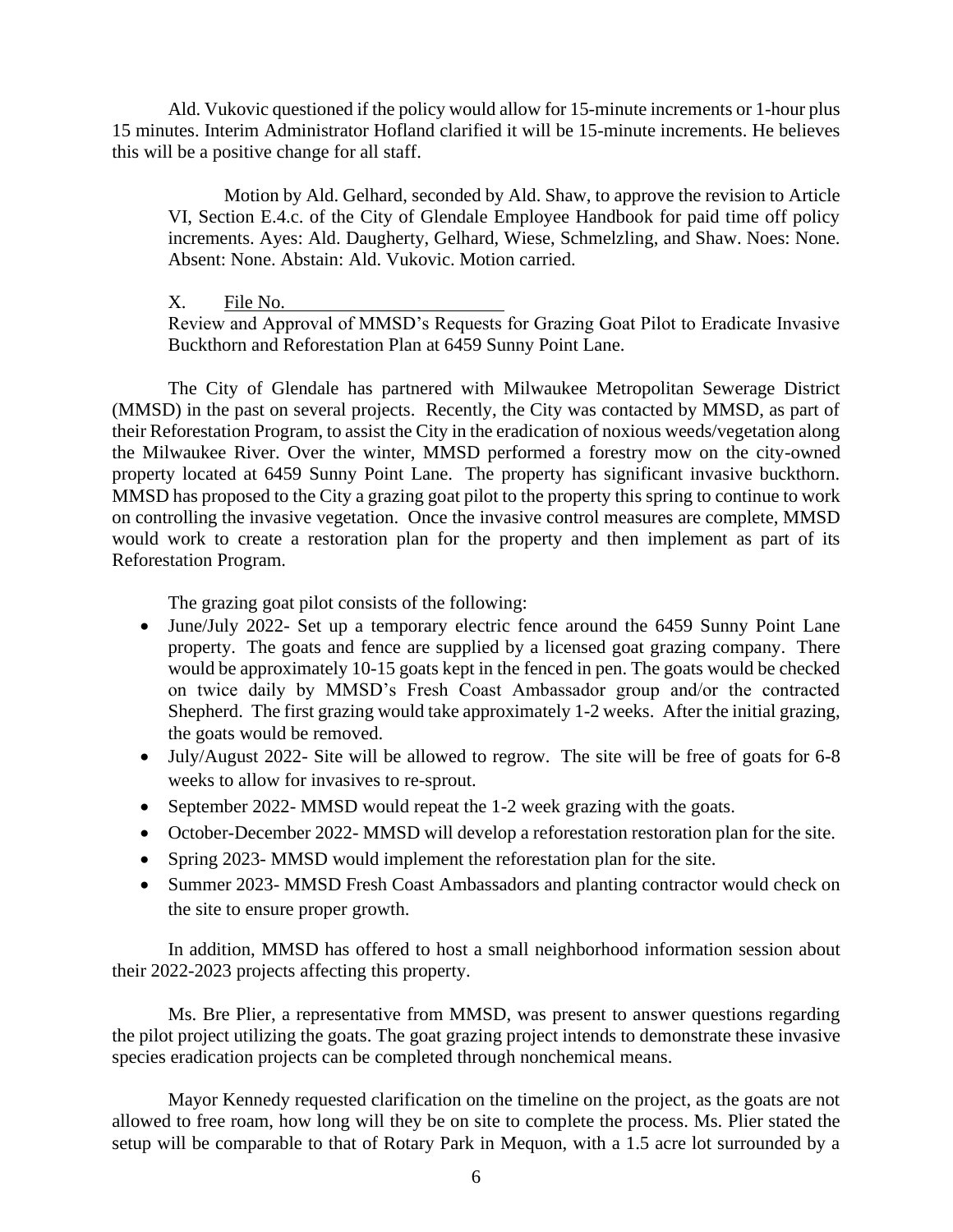Ald. Vukovic questioned if the policy would allow for 15-minute increments or 1-hour plus 15 minutes. Interim Administrator Hofland clarified it will be 15-minute increments. He believes this will be a positive change for all staff.

> Motion by Ald. Gelhard, seconded by Ald. Shaw, to approve the revision to Article VI, Section E.4.c. of the City of Glendale Employee Handbook for paid time off policy increments. Ayes: Ald. Daugherty, Gelhard, Wiese, Schmelzling, and Shaw. Noes: None. Absent: None. Abstain: Ald. Vukovic. Motion carried.

X. File No. \_\_\_\_\_\_\_\_\_\_\_\_\_\_\_\_\_\_\_\_\_\_\_\_

Review and Approval of MMSD's Requests for Grazing Goat Pilot to Eradicate Invasive Buckthorn and Reforestation Plan at 6459 Sunny Point Lane.

The City of Glendale has partnered with Milwaukee Metropolitan Sewerage District (MMSD) in the past on several projects. Recently, the City was contacted by MMSD, as part of their Reforestation Program, to assist the City in the eradication of noxious weeds/vegetation along the Milwaukee River. Over the winter, MMSD performed a forestry mow on the city-owned property located at 6459 Sunny Point Lane. The property has significant invasive buckthorn. MMSD has proposed to the City a grazing goat pilot to the property this spring to continue to work on controlling the invasive vegetation. Once the invasive control measures are complete, MMSD would work to create a restoration plan for the property and then implement as part of its Reforestation Program.

The grazing goat pilot consists of the following:

- June/July 2022- Set up a temporary electric fence around the 6459 Sunny Point Lane property. The goats and fence are supplied by a licensed goat grazing company. There would be approximately 10-15 goats kept in the fenced in pen. The goats would be checked on twice daily by MMSD's Fresh Coast Ambassador group and/or the contracted Shepherd. The first grazing would take approximately 1-2 weeks. After the initial grazing, the goats would be removed.
- July/August 2022- Site will be allowed to regrow. The site will be free of goats for 6-8 weeks to allow for invasives to re-sprout.
- September 2022- MMSD would repeat the 1-2 week grazing with the goats.
- October-December 2022- MMSD will develop a reforestation restoration plan for the site.
- Spring 2023- MMSD would implement the reforestation plan for the site.
- Summer 2023- MMSD Fresh Coast Ambassadors and planting contractor would check on the site to ensure proper growth.

In addition, MMSD has offered to host a small neighborhood information session about their 2022-2023 projects affecting this property.

Ms. Bre Plier, a representative from MMSD, was present to answer questions regarding the pilot project utilizing the goats. The goat grazing project intends to demonstrate these invasive species eradication projects can be completed through nonchemical means.

Mayor Kennedy requested clarification on the timeline on the project, as the goats are not allowed to free roam, how long will they be on site to complete the process. Ms. Plier stated the setup will be comparable to that of Rotary Park in Mequon, with a 1.5 acre lot surrounded by a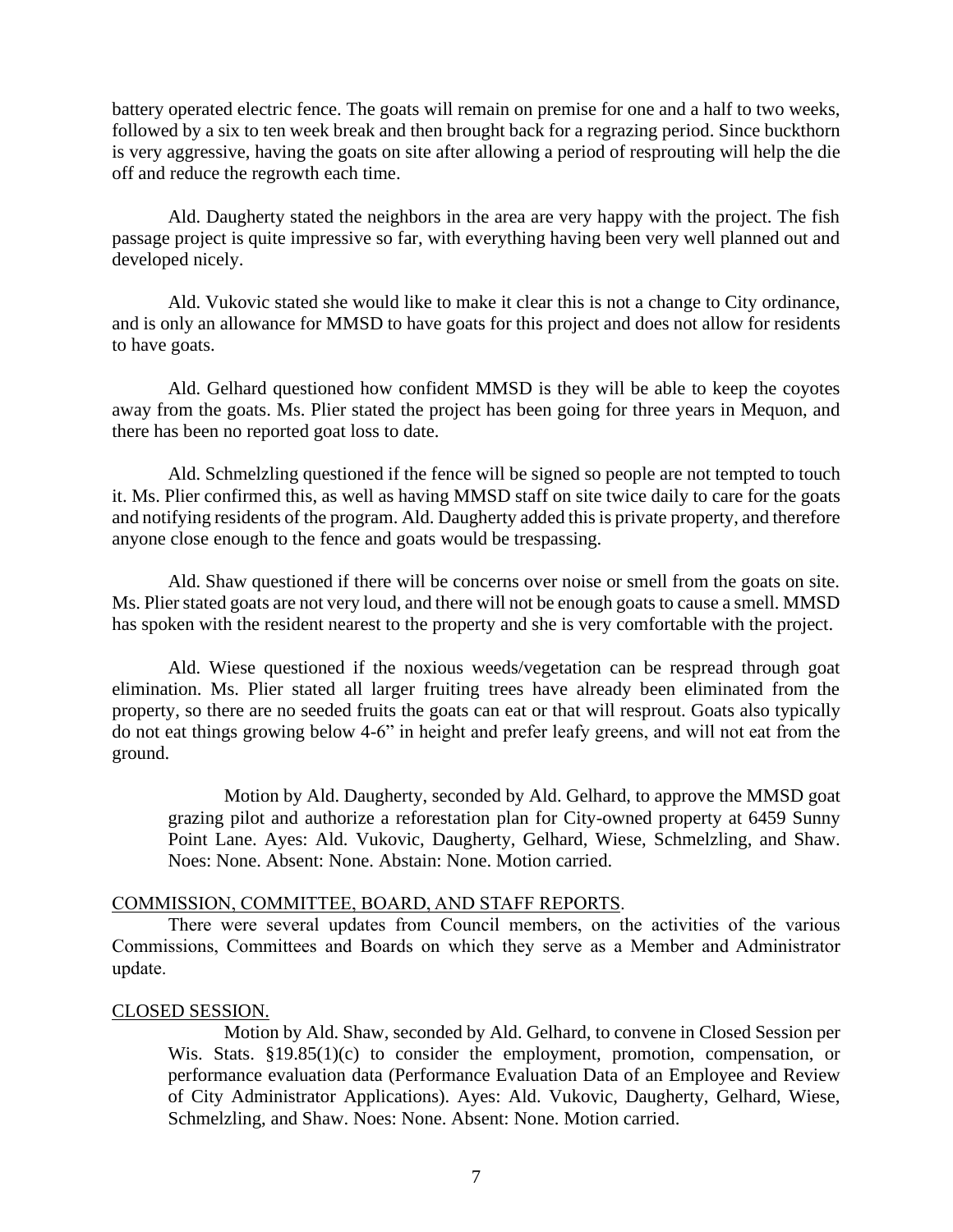battery operated electric fence. The goats will remain on premise for one and a half to two weeks, followed by a six to ten week break and then brought back for a regrazing period. Since buckthorn is very aggressive, having the goats on site after allowing a period of resprouting will help the die off and reduce the regrowth each time.

Ald. Daugherty stated the neighbors in the area are very happy with the project. The fish passage project is quite impressive so far, with everything having been very well planned out and developed nicely.

Ald. Vukovic stated she would like to make it clear this is not a change to City ordinance, and is only an allowance for MMSD to have goats for this project and does not allow for residents to have goats.

Ald. Gelhard questioned how confident MMSD is they will be able to keep the coyotes away from the goats. Ms. Plier stated the project has been going for three years in Mequon, and there has been no reported goat loss to date.

Ald. Schmelzling questioned if the fence will be signed so people are not tempted to touch it. Ms. Plier confirmed this, as well as having MMSD staff on site twice daily to care for the goats and notifying residents of the program. Ald. Daugherty added this is private property, and therefore anyone close enough to the fence and goats would be trespassing.

Ald. Shaw questioned if there will be concerns over noise or smell from the goats on site. Ms. Plier stated goats are not very loud, and there will not be enough goats to cause a smell. MMSD has spoken with the resident nearest to the property and she is very comfortable with the project.

Ald. Wiese questioned if the noxious weeds/vegetation can be respread through goat elimination. Ms. Plier stated all larger fruiting trees have already been eliminated from the property, so there are no seeded fruits the goats can eat or that will resprout. Goats also typically do not eat things growing below 4-6" in height and prefer leafy greens, and will not eat from the ground.

> Motion by Ald. Daugherty, seconded by Ald. Gelhard, to approve the MMSD goat grazing pilot and authorize a reforestation plan for City-owned property at 6459 Sunny Point Lane. Ayes: Ald. Vukovic, Daugherty, Gelhard, Wiese, Schmelzling, and Shaw. Noes: None. Absent: None. Abstain: None. Motion carried.

COMMISSION, COMMITTEE, BOARD, AND STAFF REPORTS.

There were several updates from Council members, on the activities of the various Commissions, Committees and Boards on which they serve as a Member and Administrator update.

CLOSED SESSION.

> Motion by Ald. Shaw, seconded by Ald. Gelhard, to convene in Closed Session per Wis. Stats. §19.85(1)(c) to consider the employment, promotion, compensation, or performance evaluation data (Performance Evaluation Data of an Employee and Review of City Administrator Applications). Ayes: Ald. Vukovic, Daugherty, Gelhard, Wiese, Schmelzling, and Shaw. Noes: None. Absent: None. Motion carried.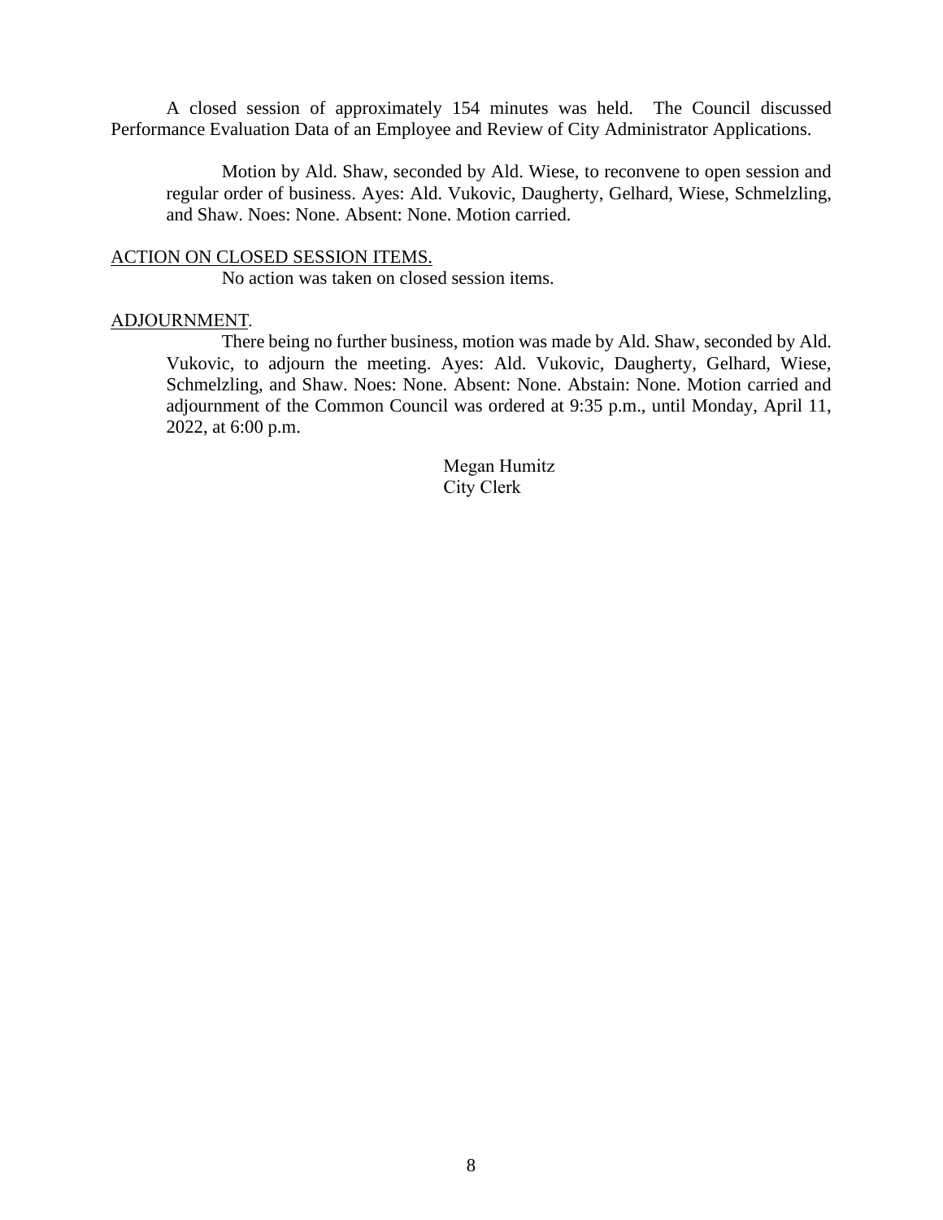A closed session of approximately 154 minutes was held. The Council discussed Performance Evaluation Data of an Employee and Review of City Administrator Applications.

Motion by Ald. Shaw, seconded by Ald. Wiese, to reconvene to open session and regular order of business. Ayes: Ald. Vukovic, Daugherty, Gelhard, Wiese, Schmelzling, and Shaw. Noes: None. Absent: None. Motion carried.

ACTION ON CLOSED SESSION ITEMS.

No action was taken on closed session items.

ADJOURNMENT.

There being no further business, motion was made by Ald. Shaw, seconded by Ald. Vukovic, to adjourn the meeting. Ayes: Ald. Vukovic, Daugherty, Gelhard, Wiese, Schmelzling, and Shaw. Noes: None. Absent: None. Abstain: None. Motion carried and adjournment of the Common Council was ordered at 9:35 p.m., until Monday, April 11, 2022, at 6:00 p.m.

Megan Humitz
City Clerk